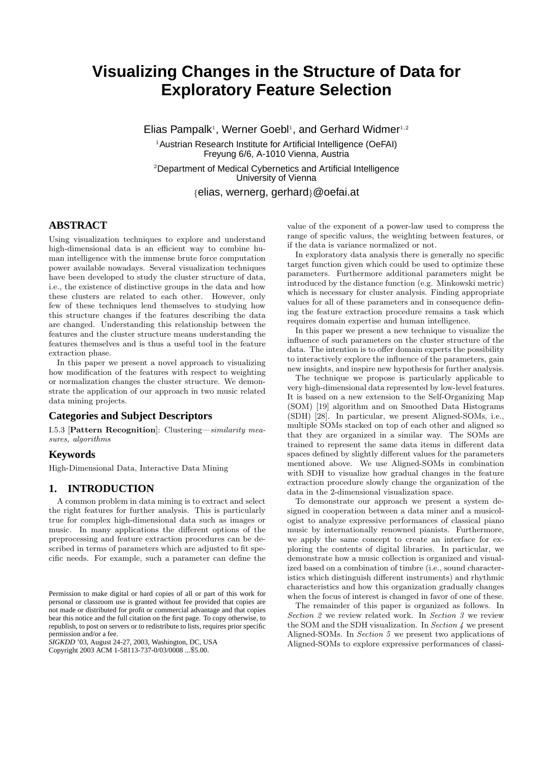# Visualizing Changes in the Structure of Data for Exploratory Feature Selection

Elias Pampalk[1], Werner Goebl[1], and Gerhard Widmer[1,2]

[1]Austrian Research Institute for Artificial Intelligence (OeFAI)
Freyung 6/6, A-1010 Vienna, Austria

[2]Department of Medical Cybernetics and Artificial Intelligence
University of Vienna

{elias, wernerg, gerhard}@oefai.at

## ABSTRACT

Using visualization techniques to explore and understand high-dimensional data is an efficient way to combine human intelligence with the immense brute force computation power available nowadays. Several visualization techniques have been developed to study the cluster structure of data, i.e., the existence of distinctive groups in the data and how these clusters are related to each other. However, only few of these techniques lend themselves to studying how this structure changes if the features describing the data are changed. Understanding this relationship between the features and the cluster structure means understanding the features themselves and is thus a useful tool in the feature extraction phase.

In this paper we present a novel approach to visualizing how modification of the features with respect to weighting or normalization changes the cluster structure. We demonstrate the application of our approach in two music related data mining projects.

## Categories and Subject Descriptors

I.5.3 [**Pattern Recognition**]: Clustering—*similarity measures, algorithms*

## Keywords

High-Dimensional Data, Interactive Data Mining

## 1. INTRODUCTION

A common problem in data mining is to extract and select the right features for further analysis. This is particularly true for complex high-dimensional data such as images or music. In many applications the different options of the preprocessing and feature extraction procedures can be described in terms of parameters which are adjusted to fit specific needs. For example, such a parameter can define the value of the exponent of a power-law used to compress the range of specific values, the weighting between features, or if the data is variance normalized or not.

In exploratory data analysis there is generally no specific target function given which could be used to optimize these parameters. Furthermore additional parameters might be introduced by the distance function (e.g. Minkowski metric) which is necessary for cluster analysis. Finding appropriate values for all of these parameters and in consequence defining the feature extraction procedure remains a task which requires domain expertise and human intelligence.

In this paper we present a new technique to visualize the influence of such parameters on the cluster structure of the data. The intention is to offer domain experts the possibility to interactively explore the influence of the parameters, gain new insights, and inspire new hypothesis for further analysis.

The technique we propose is particularly applicable to very high-dimensional data represented by low-level features. It is based on a new extension to the Self-Organizing Map (SOM) [19] algorithm and on Smoothed Data Histograms (SDH) [28]. In particular, we present Aligned-SOMs, i.e., multiple SOMs stacked on top of each other and aligned so that they are organized in a similar way. The SOMs are trained to represent the same data items in different data spaces defined by slightly different values for the parameters mentioned above. We use Aligned-SOMs in combination with SDH to visualize how gradual changes in the feature extraction procedure slowly change the organization of the data in the 2-dimensional visualization space.

To demonstrate our approach we present a system designed in cooperation between a data miner and a musicologist to analyze expressive performances of classical piano music by internationally renowned pianists. Furthermore, we apply the same concept to create an interface for exploring the contents of digital libraries. In particular, we demonstrate how a music collection is organized and visualized based on a combination of timbre (i.e., sound characteristics which distinguish different instruments) and rhythmic characteristics and how this organization gradually changes when the focus of interest is changed in favor of one of these.

The remainder of this paper is organized as follows. In *Section 2* we review related work. In *Section 3* we review the SOM and the SDH visualization. In *Section 4* we present Aligned-SOMs. In *Section 5* we present two applications of Aligned-SOMs to explore expressive performances of classi-

Permission to make digital or hard copies of all or part of this work for personal or classroom use is granted without fee provided that copies are not made or distributed for profit or commercial advantage and that copies bear this notice and the full citation on the first page. To copy otherwise, to republish, to post on servers or to redistribute to lists, requires prior specific permission and/or a fee.
*SIGKDD '03*, August 24-27, 2003, Washington, DC, USA
Copyright 2003 ACM 1-58113-737-0/03/0008 ...$5.00.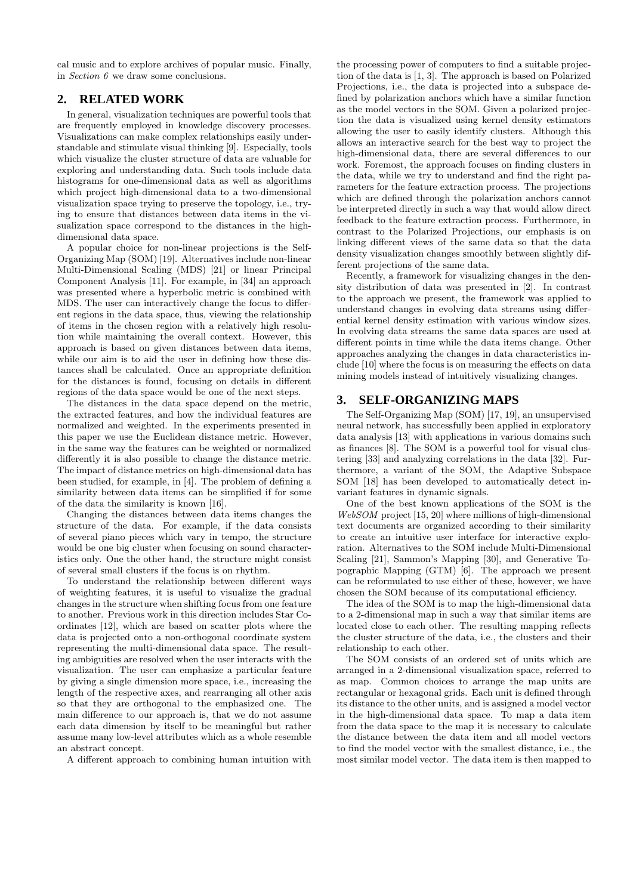cal music and to explore archives of popular music. Finally, in *Section 6* we draw some conclusions.

## 2. RELATED WORK

In general, visualization techniques are powerful tools that are frequently employed in knowledge discovery processes. Visualizations can make complex relationships easily understandable and stimulate visual thinking [9]. Especially, tools which visualize the cluster structure of data are valuable for exploring and understanding data. Such tools include data histograms for one-dimensional data as well as algorithms which project high-dimensional data to a two-dimensional visualization space trying to preserve the topology, i.e., trying to ensure that distances between data items in the visualization space correspond to the distances in the high-dimensional data space.

A popular choice for non-linear projections is the Self-Organizing Map (SOM) [19]. Alternatives include non-linear Multi-Dimensional Scaling (MDS) [21] or linear Principal Component Analysis [11]. For example, in [34] an approach was presented where a hyperbolic metric is combined with MDS. The user can interactively change the focus to different regions in the data space, thus, viewing the relationship of items in the chosen region with a relatively high resolution while maintaining the overall context. However, this approach is based on given distances between data items, while our aim is to aid the user in defining how these distances shall be calculated. Once an appropriate definition for the distances is found, focusing on details in different regions of the data space would be one of the next steps.

The distances in the data space depend on the metric, the extracted features, and how the individual features are normalized and weighted. In the experiments presented in this paper we use the Euclidean distance metric. However, in the same way the features can be weighted or normalized differently it is also possible to change the distance metric. The impact of distance metrics on high-dimensional data has been studied, for example, in [4]. The problem of defining a similarity between data items can be simplified if for some of the data the similarity is known [16].

Changing the distances between data items changes the structure of the data. For example, if the data consists of several piano pieces which vary in tempo, the structure would be one big cluster when focusing on sound characteristics only. One the other hand, the structure might consist of several small clusters if the focus is on rhythm.

To understand the relationship between different ways of weighting features, it is useful to visualize the gradual changes in the structure when shifting focus from one feature to another. Previous work in this direction includes Star Coordinates [12], which are based on scatter plots where the data is projected onto a non-orthogonal coordinate system representing the multi-dimensional data space. The resulting ambiguities are resolved when the user interacts with the visualization. The user can emphasize a particular feature by giving a single dimension more space, i.e., increasing the length of the respective axes, and rearranging all other axis so that they are orthogonal to the emphasized one. The main difference to our approach is, that we do not assume each data dimension by itself to be meaningful but rather assume many low-level attributes which as a whole resemble an abstract concept.

A different approach to combining human intuition with the processing power of computers to find a suitable projection of the data is [1, 3]. The approach is based on Polarized Projections, i.e., the data is projected into a subspace defined by polarization anchors which have a similar function as the model vectors in the SOM. Given a polarized projection the data is visualized using kernel density estimators allowing the user to easily identify clusters. Although this allows an interactive search for the best way to project the high-dimensional data, there are several differences to our work. Foremost, the approach focuses on finding clusters in the data, while we try to understand and find the right parameters for the feature extraction process. The projections which are defined through the polarization anchors cannot be interpreted directly in such a way that would allow direct feedback to the feature extraction process. Furthermore, in contrast to the Polarized Projections, our emphasis is on linking different views of the same data so that the data density visualization changes smoothly between slightly different projections of the same data.

Recently, a framework for visualizing changes in the density distribution of data was presented in [2]. In contrast to the approach we present, the framework was applied to understand changes in evolving data streams using differential kernel density estimation with various window sizes. In evolving data streams the same data spaces are used at different points in time while the data items change. Other approaches analyzing the changes in data characteristics include [10] where the focus is on measuring the effects on data mining models instead of intuitively visualizing changes.

## 3. SELF-ORGANIZING MAPS

The Self-Organizing Map (SOM) [17, 19], an unsupervised neural network, has successfully been applied in exploratory data analysis [13] with applications in various domains such as finances [8]. The SOM is a powerful tool for visual clustering [33] and analyzing correlations in the data [32]. Furthermore, a variant of the SOM, the Adaptive Subspace SOM [18] has been developed to automatically detect invariant features in dynamic signals.

One of the best known applications of the SOM is the *WebSOM* project [15, 20] where millions of high-dimensional text documents are organized according to their similarity to create an intuitive user interface for interactive exploration. Alternatives to the SOM include Multi-Dimensional Scaling [21], Sammon's Mapping [30], and Generative Topographic Mapping (GTM) [6]. The approach we present can be reformulated to use either of these, however, we have chosen the SOM because of its computational efficiency.

The idea of the SOM is to map the high-dimensional data to a 2-dimensional map in such a way that similar items are located close to each other. The resulting mapping reflects the cluster structure of the data, i.e., the clusters and their relationship to each other.

The SOM consists of an ordered set of units which are arranged in a 2-dimensional visualization space, referred to as map. Common choices to arrange the map units are rectangular or hexagonal grids. Each unit is defined through its distance to the other units, and is assigned a model vector in the high-dimensional data space. To map a data item from the data space to the map it is necessary to calculate the distance between the data item and all model vectors to find the model vector with the smallest distance, i.e., the most similar model vector. The data item is then mapped to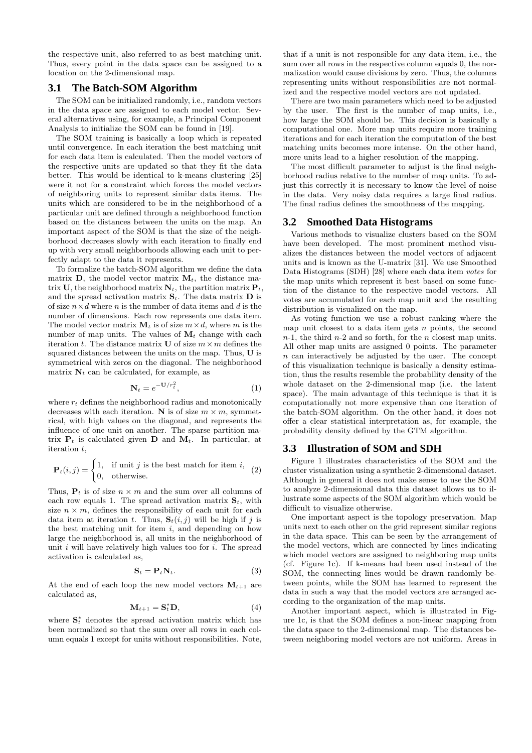the respective unit, also referred to as best matching unit. Thus, every point in the data space can be assigned to a location on the 2-dimensional map.

## 3.1 The Batch-SOM Algorithm

The SOM can be initialized randomly, i.e., random vectors in the data space are assigned to each model vector. Several alternatives using, for example, a Principal Component Analysis to initialize the SOM can be found in [19].

The SOM training is basically a loop which is repeated until convergence. In each iteration the best matching unit for each data item is calculated. Then the model vectors of the respective units are updated so that they fit the data better. This would be identical to k-means clustering [25] were it not for a constraint which forces the model vectors of neighboring units to represent similar data items. The units which are considered to be in the neighborhood of a particular unit are defined through a neighborhood function based on the distances between the units on the map. An important aspect of the SOM is that the size of the neighborhood decreases slowly with each iteration to finally end up with very small neighborhoods allowing each unit to perfectly adapt to the data it represents.

To formalize the batch-SOM algorithm we define the data matrix $\mathbf{D}$, the model vector matrix $\mathbf{M}_t$, the distance matrix $\mathbf{U}$, the neighborhood matrix $\mathbf{N}_t$, the partition matrix $\mathbf{P}_t$, and the spread activation matrix $\mathbf{S}_t$. The data matrix $\mathbf{D}$ is of size $n \times d$ where $n$ is the number of data items and $d$ is the number of dimensions. Each row represents one data item. The model vector matrix $\mathbf{M}_t$ is of size $m \times d$, where $m$ is the number of map units. The values of $\mathbf{M}_t$ change with each iteration $t$. The distance matrix $\mathbf{U}$ of size $m \times m$ defines the squared distances between the units on the map. Thus, $\mathbf{U}$ is symmetrical with zeros on the diagonal. The neighborhood matrix $\mathbf{N}_t$ can be calculated, for example, as

$$\mathbf{N}_t = e^{-\mathbf{U}/r_t^2}, \tag{1}$$

where $r_t$ defines the neighborhood radius and monotonically decreases with each iteration. $\mathbf{N}$ is of size $m \times m$, symmetrical, with high values on the diagonal, and represents the influence of one unit on another. The sparse partition matrix $\mathbf{P}_t$ is calculated given $\mathbf{D}$ and $\mathbf{M}_t$. In particular, at iteration $t$,

$$\mathbf{P}_t(i, j) = \begin{cases} 1, & \text{if unit } j \text{ is the best match for item } i, \\ 0, & \text{otherwise.} \end{cases} \tag{2}$$

Thus, $\mathbf{P}_t$ is of size $n \times m$ and the sum over all columns of each row equals 1. The spread activation matrix $\mathbf{S}_t$, with size $n \times m$, defines the responsibility of each unit for each data item at iteration $t$. Thus, $\mathbf{S}_t(i, j)$ will be high if $j$ is the best matching unit for item $i$, and depending on how large the neighborhood is, all units in the neighborhood of unit $i$ will have relatively high values too for $i$. The spread activation is calculated as,

$$\mathbf{S}_t = \mathbf{P}_t \mathbf{N}_t. \tag{3}$$

At the end of each loop the new model vectors $\mathbf{M}_{t+1}$ are calculated as,

$$\mathbf{M}_{t+1} = \mathbf{S}_t^* \mathbf{D}, \tag{4}$$

where $\mathbf{S}_t^*$ denotes the spread activation matrix which has been normalized so that the sum over all rows in each column equals 1 except for units without responsibilities. Note, that if a unit is not responsible for any data item, i.e., the sum over all rows in the respective column equals 0, the normalization would cause divisions by zero. Thus, the columns representing units without responsibilities are not normalized and the respective model vectors are not updated.

There are two main parameters which need to be adjusted by the user. The first is the number of map units, i.e., how large the SOM should be. This decision is basically a computational one. More map units require more training iterations and for each iteration the computation of the best matching units becomes more intense. On the other hand, more units lead to a higher resolution of the mapping.

The most difficult parameter to adjust is the final neighborhood radius relative to the number of map units. To adjust this correctly it is necessary to know the level of noise in the data. Very noisy data requires a large final radius. The final radius defines the smoothness of the mapping.

## 3.2 Smoothed Data Histograms

Various methods to visualize clusters based on the SOM have been developed. The most prominent method visualizes the distances between the model vectors of adjacent units and is known as the U-matrix [31]. We use Smoothed Data Histograms (SDH) [28] where each data item *votes* for the map units which represent it best based on some function of the distance to the respective model vectors. All votes are accumulated for each map unit and the resulting distribution is visualized on the map.

As voting function we use a robust ranking where the map unit closest to a data item gets $n$ points, the second $n$-1, the third $n$-2 and so forth, for the $n$ closest map units. All other map units are assigned 0 points. The parameter $n$ can interactively be adjusted by the user. The concept of this visualization technique is basically a density estimation, thus the results resemble the probability density of the whole dataset on the 2-dimensional map (i.e. the latent space). The main advantage of this technique is that it is computationally not more expensive than one iteration of the batch-SOM algorithm. On the other hand, it does not offer a clear statistical interpretation as, for example, the probability density defined by the GTM algorithm.

## 3.3 Illustration of SOM and SDH

Figure 1 illustrates characteristics of the SOM and the cluster visualization using a synthetic 2-dimensional dataset. Although in general it does not make sense to use the SOM to analyze 2-dimensional data this dataset allows us to illustrate some aspects of the SOM algorithm which would be difficult to visualize otherwise.

One important aspect is the topology preservation. Map units next to each other on the grid represent similar regions in the data space. This can be seen by the arrangement of the model vectors, which are connected by lines indicating which model vectors are assigned to neighboring map units (cf. Figure 1c). If k-means had been used instead of the SOM, the connecting lines would be drawn randomly between points, while the SOM has learned to represent the data in such a way that the model vectors are arranged according to the organization of the map units.

Another important aspect, which is illustrated in Figure 1c, is that the SOM defines a non-linear mapping from the data space to the 2-dimensional map. The distances between neighboring model vectors are not uniform. Areas in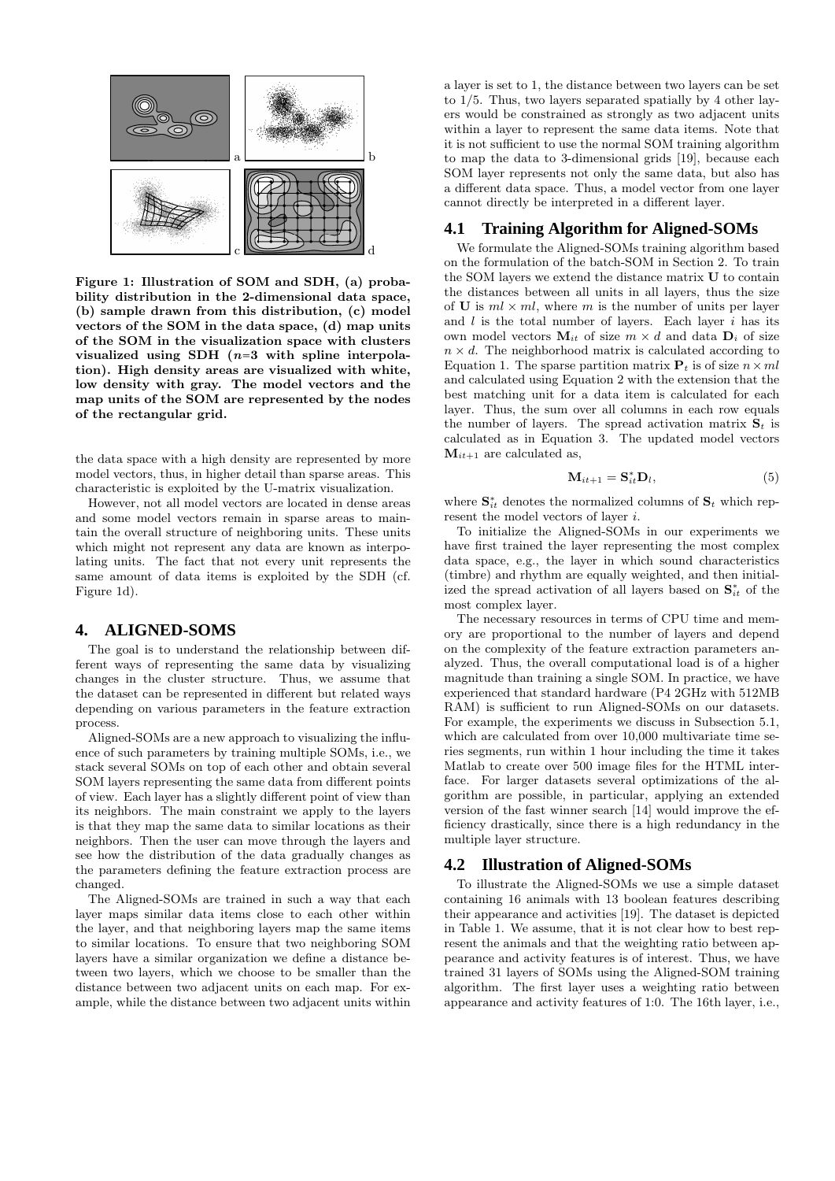Figure 1: Illustration of SOM and SDH, (a) probability distribution in the 2-dimensional data space, (b) sample drawn from this distribution, (c) model vectors of the SOM in the data space, (d) map units of the SOM in the visualization space with clusters visualized using SDH ($n$=3 with spline interpolation). High density areas are visualized with white, low density with gray. The model vectors and the map units of the SOM are represented by the nodes of the rectangular grid.

the data space with a high density are represented by more model vectors, thus, in higher detail than sparse areas. This characteristic is exploited by the U-matrix visualization.

However, not all model vectors are located in dense areas and some model vectors remain in sparse areas to maintain the overall structure of neighboring units. These units which might not represent any data are known as interpolating units. The fact that not every unit represents the same amount of data items is exploited by the SDH (cf. Figure 1d).

## 4. ALIGNED-SOMS

The goal is to understand the relationship between different ways of representing the same data by visualizing changes in the cluster structure. Thus, we assume that the dataset can be represented in different but related ways depending on various parameters in the feature extraction process.

Aligned-SOMs are a new approach to visualizing the influence of such parameters by training multiple SOMs, i.e., we stack several SOMs on top of each other and obtain several SOM layers representing the same data from different points of view. Each layer has a slightly different point of view than its neighbors. The main constraint we apply to the layers is that they map the same data to similar locations as their neighbors. Then the user can move through the layers and see how the distribution of the data gradually changes as the parameters defining the feature extraction process are changed.

The Aligned-SOMs are trained in such a way that each layer maps similar data items close to each other within the layer, and that neighboring layers map the same items to similar locations. To ensure that two neighboring SOM layers have a similar organization we define a distance between two layers, which we choose to be smaller than the distance between two adjacent units on each map. For example, while the distance between two adjacent units within a layer is set to 1, the distance between two layers can be set to 1/5. Thus, two layers separated spatially by 4 other layers would be constrained as strongly as two adjacent units within a layer to represent the same data items. Note that it is not sufficient to use the normal SOM training algorithm to map the data to 3-dimensional grids [19], because each SOM layer represents not only the same data, but also has a different data space. Thus, a model vector from one layer cannot directly be interpreted in a different layer.

### 4.1 Training Algorithm for Aligned-SOMs

We formulate the Aligned-SOMs training algorithm based on the formulation of the batch-SOM in Section 2. To train the SOM layers we extend the distance matrix $\mathbf{U}$ to contain the distances between all units in all layers, thus the size of $\mathbf{U}$ is $ml \times ml$, where $m$ is the number of units per layer and $l$ is the total number of layers. Each layer $i$ has its own model vectors $\mathbf{M}_{it}$ of size $m \times d$ and data $\mathbf{D}_i$ of size $n \times d$. The neighborhood matrix is calculated according to Equation 1. The sparse partition matrix $\mathbf{P}_t$ is of size $n \times ml$ and calculated using Equation 2 with the extension that the best matching unit for a data item is calculated for each layer. Thus, the sum over all columns in each row equals the number of layers. The spread activation matrix $\mathbf{S}_t$ is calculated as in Equation 3. The updated model vectors $\mathbf{M}_{it+1}$ are calculated as,

$$\mathbf{M}_{it+1} = \mathbf{S}^*_{it}\mathbf{D}_t, \tag{5}$$

where $\mathbf{S}^*_{it}$ denotes the normalized columns of $\mathbf{S}_t$ which represent the model vectors of layer $i$.

To initialize the Aligned-SOMs in our experiments we have first trained the layer representing the most complex data space, e.g., the layer in which sound characteristics (timbre) and rhythm are equally weighted, and then initialized the spread activation of all layers based on $\mathbf{S}^*_{it}$ of the most complex layer.

The necessary resources in terms of CPU time and memory are proportional to the number of layers and depend on the complexity of the feature extraction parameters analyzed. Thus, the overall computational load is of a higher magnitude than training a single SOM. In practice, we have experienced that standard hardware (P4 2GHz with 512MB RAM) is sufficient to run Aligned-SOMs on our datasets. For example, the experiments we discuss in Subsection 5.1, which are calculated from over 10,000 multivariate time series segments, run within 1 hour including the time it takes Matlab to create over 500 image files for the HTML interface. For larger datasets several optimizations of the algorithm are possible, in particular, applying an extended version of the fast winner search [14] would improve the efficiency drastically, since there is a high redundancy in the multiple layer structure.

### 4.2 Illustration of Aligned-SOMs

To illustrate the Aligned-SOMs we use a simple dataset containing 16 animals with 13 boolean features describing their appearance and activities [19]. The dataset is depicted in Table 1. We assume, that it is not clear how to best represent the animals and that the weighting ratio between appearance and activity features is of interest. Thus, we have trained 31 layers of SOMs using the Aligned-SOM training algorithm. The first layer uses a weighting ratio between appearance and activity features of 1:0. The 16th layer, i.e.,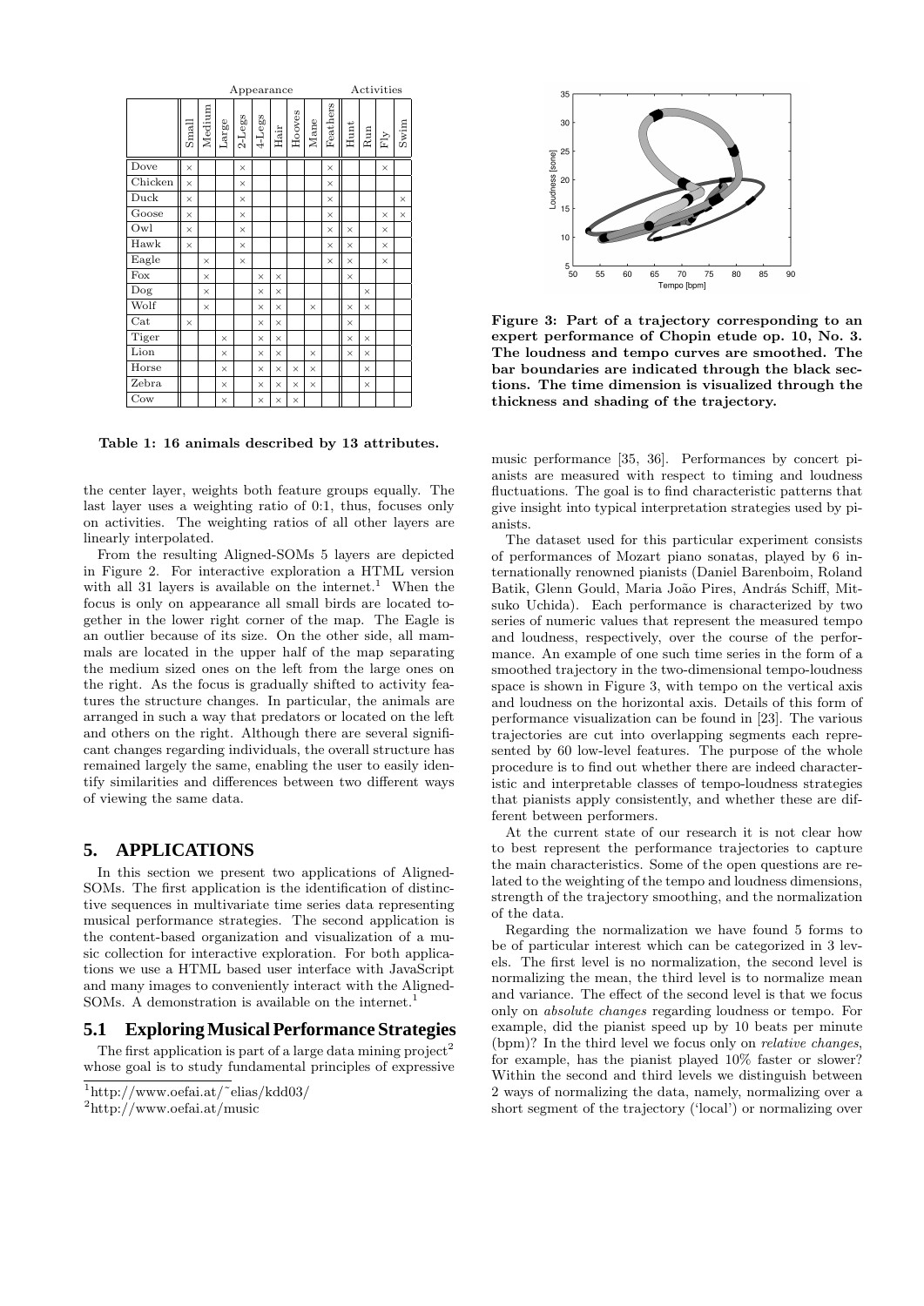| | Appearance | | | | | | | | | Activities | | | |
|---|---|---|---|---|---|---|---|---|---|---|---|---|---|
| | Small | Medium | Large | 2-Legs | 4-Legs | Hair | Hooves | Mane | Feathers | Hunt | Run | Fly | Swim |
| Dove | × | | | × | | | | | × | | | × | |
| Chicken | × | | | × | | | | | × | | | | |
| Duck | × | | | × | | | | | × | | | | × |
| Goose | × | | | × | | | | | × | | | × | × |
| Owl | × | | | × | | | | | × | × | | × | |
| Hawk | × | | | × | | | | | × | × | | × | |
| Eagle | | × | | × | | | | | × | × | | × | |
| Fox | | × | | | × | × | | | | × | | | |
| Dog | | × | | | × | × | | | | | × | | |
| Wolf | | × | | | × | × | | × | | × | × | | |
| Cat | × | | | | × | × | | | | × | | | |
| Tiger | | | × | | × | × | | | | × | × | | |
| Lion | | | × | | × | × | | × | | × | × | | |
| Horse | | | × | | × | × | × | × | | | × | | |
| Zebra | | | × | | × | × | × | × | | | × | | |
| Cow | | | × | | × | × | × | | | | | | |

**Table 1: 16 animals described by 13 attributes.**

the center layer, weights both feature groups equally. The last layer uses a weighting ratio of 0:1, thus, focuses only on activities. The weighting ratios of all other layers are linearly interpolated.

From the resulting Aligned-SOMs 5 layers are depicted in Figure 2. For interactive exploration a HTML version with all 31 layers is available on the internet.[1] When the focus is only on appearance all small birds are located together in the lower right corner of the map. The Eagle is an outlier because of its size. On the other side, all mammals are located in the upper half of the map separating the medium sized ones on the left from the large ones on the right. As the focus is gradually shifted to activity features the structure changes. In particular, the animals are arranged in such a way that predators or located on the left and others on the right. Although there are several significant changes regarding individuals, the overall structure has remained largely the same, enabling the user to easily identify similarities and differences between two different ways of viewing the same data.

## 5. APPLICATIONS

In this section we present two applications of Aligned-SOMs. The first application is the identification of distinctive sequences in multivariate time series data representing musical performance strategies. The second application is the content-based organization and visualization of a music collection for interactive exploration. For both applications we use a HTML based user interface with JavaScript and many images to conveniently interact with the Aligned-SOMs. A demonstration is available on the internet.[1]

### 5.1 Exploring Musical Performance Strategies

The first application is part of a large data mining project[2] whose goal is to study fundamental principles of expressive music performance [35, 36]. Performances by concert pianists are measured with respect to timing and loudness fluctuations. The goal is to find characteristic patterns that give insight into typical interpretation strategies used by pianists.

**Figure 3: Part of a trajectory corresponding to an expert performance of Chopin etude op. 10, No. 3. The loudness and tempo curves are smoothed. The bar boundaries are indicated through the black sections. The time dimension is visualized through the thickness and shading of the trajectory.**

The dataset used for this particular experiment consists of performances of Mozart piano sonatas, played by 6 internationally renowned pianists (Daniel Barenboim, Roland Batik, Glenn Gould, Maria João Pires, András Schiff, Mitsuko Uchida). Each performance is characterized by two series of numeric values that represent the measured tempo and loudness, respectively, over the course of the performance. An example of one such time series in the form of a smoothed trajectory in the two-dimensional tempo-loudness space is shown in Figure 3, with tempo on the vertical axis and loudness on the horizontal axis. Details of this form of performance visualization can be found in [23]. The various trajectories are cut into overlapping segments each represented by 60 low-level features. The purpose of the whole procedure is to find out whether there are indeed characteristic and interpretable classes of tempo-loudness strategies that pianists apply consistently, and whether these are different between performers.

At the current state of our research it is not clear how to best represent the performance trajectories to capture the main characteristics. Some of the open questions are related to the weighting of the tempo and loudness dimensions, strength of the trajectory smoothing, and the normalization of the data.

Regarding the normalization we have found 5 forms to be of particular interest which can be categorized in 3 levels. The first level is no normalization, the second level is normalizing the mean, the third level is to normalize mean and variance. The effect of the second level is that we focus only on *absolute changes* regarding loudness or tempo. For example, did the pianist speed up by 10 beats per minute (bpm)? In the third level we focus only on *relative changes*, for example, has the pianist played 10% faster or slower? Within the second and third levels we distinguish between 2 ways of normalizing the data, namely, normalizing over a short segment of the trajectory ('local') or normalizing over

[1] http://www.oefai.at/~elias/kdd03/

[2] http://www.oefai.at/music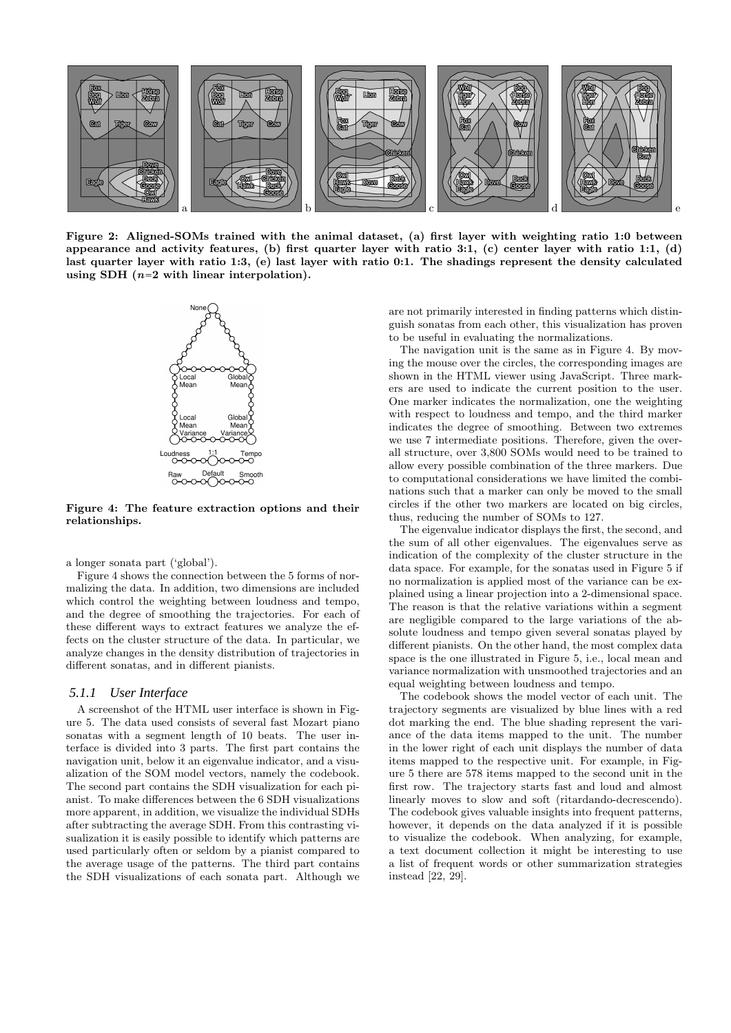Figure 2: Aligned-SOMs trained with the animal dataset, (a) first layer with weighting ratio 1:0 between appearance and activity features, (b) first quarter layer with ratio 3:1, (c) center layer with ratio 1:1, (d) last quarter layer with ratio 1:3, (e) last layer with ratio 0:1. The shadings represent the density calculated using SDH ($n$=2 with linear interpolation).

Figure 4: The feature extraction options and their relationships.

a longer sonata part ('global').

Figure 4 shows the connection between the 5 forms of normalizing the data. In addition, two dimensions are included which control the weighting between loudness and tempo, and the degree of smoothing the trajectories. For each of these different ways to extract features we analyze the effects on the cluster structure of the data. In particular, we analyze changes in the density distribution of trajectories in different sonatas, and in different pianists.

### 5.1.1 User Interface

A screenshot of the HTML user interface is shown in Figure 5. The data used consists of several fast Mozart piano sonatas with a segment length of 10 beats. The user interface is divided into 3 parts. The first part contains the navigation unit, below it an eigenvalue indicator, and a visualization of the SOM model vectors, namely the codebook. The second part contains the SDH visualization for each pianist. To make differences between the 6 SDH visualizations more apparent, in addition, we visualize the individual SDHs after subtracting the average SDH. From this contrasting visualization it is easily possible to identify which patterns are used particularly often or seldom by a pianist compared to the average usage of the patterns. The third part contains the SDH visualizations of each sonata part. Although we are not primarily interested in finding patterns which distinguish sonatas from each other, this visualization has proven to be useful in evaluating the normalizations.

The navigation unit is the same as in Figure 4. By moving the mouse over the circles, the corresponding images are shown in the HTML viewer using JavaScript. Three markers are used to indicate the current position to the user. One marker indicates the normalization, one the weighting with respect to loudness and tempo, and the third marker indicates the degree of smoothing. Between two extremes we use 7 intermediate positions. Therefore, given the overall structure, over 3,800 SOMs would need to be trained to allow every possible combination of the three markers. Due to computational considerations we have limited the combinations such that a marker can only be moved to the small circles if the other two markers are located on big circles, thus, reducing the number of SOMs to 127.

The eigenvalue indicator displays the first, the second, and the sum of all other eigenvalues. The eigenvalues serve as indication of the complexity of the cluster structure in the data space. For example, for the sonatas used in Figure 5 if no normalization is applied most of the variance can be explained using a linear projection into a 2-dimensional space. The reason is that the relative variations within a segment are negligible compared to the large variations of the absolute loudness and tempo given several sonatas played by different pianists. On the other hand, the most complex data space is the one illustrated in Figure 5, i.e., local mean and variance normalization with unsmoothed trajectories and an equal weighting between loudness and tempo.

The codebook shows the model vector of each unit. The trajectory segments are visualized by blue lines with a red dot marking the end. The blue shading represent the variance of the data items mapped to the unit. The number in the lower right of each unit displays the number of data items mapped to the respective unit. For example, in Figure 5 there are 578 items mapped to the second unit in the first row. The trajectory starts fast and loud and almost linearly moves to slow and soft (ritardando-decrescendo). The codebook gives valuable insights into frequent patterns, however, it depends on the data analyzed if it is possible to visualize the codebook. When analyzing, for example, a text document collection it might be interesting to use a list of frequent words or other summarization strategies instead [22, 29].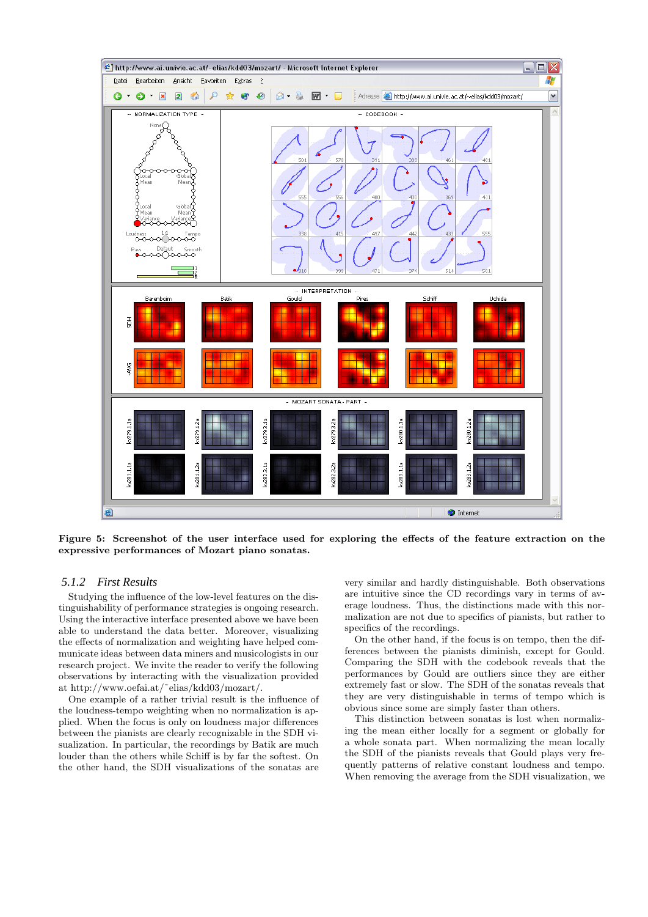**Figure 5: Screenshot of the user interface used for exploring the effects of the feature extraction on the expressive performances of Mozart piano sonatas.**

### 5.1.2 *First Results*

Studying the influence of the low-level features on the distinguishability of performance strategies is ongoing research. Using the interactive interface presented above we have been able to understand the data better. Moreover, visualizing the effects of normalization and weighting have helped communicate ideas between data miners and musicologists in our research project. We invite the reader to verify the following observations by interacting with the visualization provided at http://www.oefai.at/˜elias/kdd03/mozart/.

One example of a rather trivial result is the influence of the loudness-tempo weighting when no normalization is applied. When the focus is only on loudness major differences between the pianists are clearly recognizable in the SDH visualization. In particular, the recordings by Batik are much louder than the others while Schiff is by far the softest. On the other hand, the SDH visualizations of the sonatas are very similar and hardly distinguishable. Both observations are intuitive since the CD recordings vary in terms of average loudness. Thus, the distinctions made with this normalization are not due to specifics of pianists, but rather to specifics of the recordings.

On the other hand, if the focus is on tempo, then the differences between the pianists diminish, except for Gould. Comparing the SDH with the codebook reveals that the performances by Gould are outliers since they are either extremely fast or slow. The SDH of the sonatas reveals that they are very distinguishable in terms of tempo which is obvious since some are simply faster than others.

This distinction between sonatas is lost when normalizing the mean either locally for a segment or globally for a whole sonata part. When normalizing the mean locally the SDH of the pianists reveals that Gould plays very frequently patterns of relative constant loudness and tempo. When removing the average from the SDH visualization, we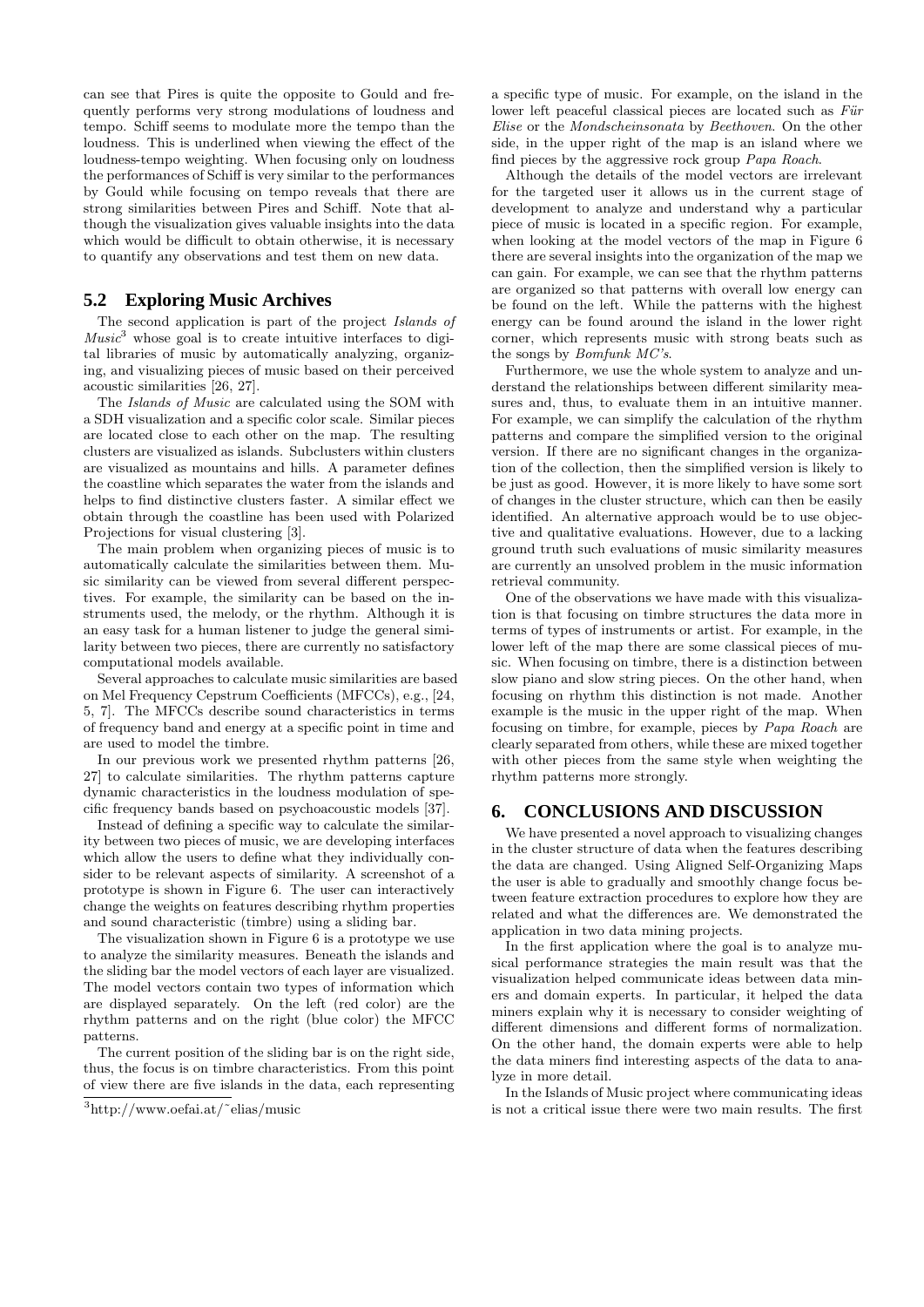can see that Pires is quite the opposite to Gould and frequently performs very strong modulations of loudness and tempo. Schiff seems to modulate more the tempo than the loudness. This is underlined when viewing the effect of the loudness-tempo weighting. When focusing only on loudness the performances of Schiff is very similar to the performances by Gould while focusing on tempo reveals that there are strong similarities between Pires and Schiff. Note that although the visualization gives valuable insights into the data which would be difficult to obtain otherwise, it is necessary to quantify any observations and test them on new data.

## 5.2 Exploring Music Archives

The second application is part of the project *Islands of Music*[3] whose goal is to create intuitive interfaces to digital libraries of music by automatically analyzing, organizing, and visualizing pieces of music based on their perceived acoustic similarities [26, 27].

The *Islands of Music* are calculated using the SOM with a SDH visualization and a specific color scale. Similar pieces are located close to each other on the map. The resulting clusters are visualized as islands. Subclusters within clusters are visualized as mountains and hills. A parameter defines the coastline which separates the water from the islands and helps to find distinctive clusters faster. A similar effect we obtain through the coastline has been used with Polarized Projections for visual clustering [3].

The main problem when organizing pieces of music is to automatically calculate the similarities between them. Music similarity can be viewed from several different perspectives. For example, the similarity can be based on the instruments used, the melody, or the rhythm. Although it is an easy task for a human listener to judge the general similarity between two pieces, there are currently no satisfactory computational models available.

Several approaches to calculate music similarities are based on Mel Frequency Cepstrum Coefficients (MFCCs), e.g., [24, 5, 7]. The MFCCs describe sound characteristics in terms of frequency band and energy at a specific point in time and are used to model the timbre.

In our previous work we presented rhythm patterns [26, 27] to calculate similarities. The rhythm patterns capture dynamic characteristics in the loudness modulation of specific frequency bands based on psychoacoustic models [37].

Instead of defining a specific way to calculate the similarity between two pieces of music, we are developing interfaces which allow the users to define what they individually consider to be relevant aspects of similarity. A screenshot of a prototype is shown in Figure 6. The user can interactively change the weights on features describing rhythm properties and sound characteristic (timbre) using a sliding bar.

The visualization shown in Figure 6 is a prototype we use to analyze the similarity measures. Beneath the islands and the sliding bar the model vectors of each layer are visualized. The model vectors contain two types of information which are displayed separately. On the left (red color) are the rhythm patterns and on the right (blue color) the MFCC patterns.

The current position of the sliding bar is on the right side, thus, the focus is on timbre characteristics. From this point of view there are five islands in the data, each representing a specific type of music. For example, on the island in the lower left peaceful classical pieces are located such as *Für Elise* or the *Mondscheinsonata* by *Beethoven*. On the other side, in the upper right of the map is an island where we find pieces by the aggressive rock group *Papa Roach*.

Although the details of the model vectors are irrelevant for the targeted user it allows us in the current stage of development to analyze and understand why a particular piece of music is located in a specific region. For example, when looking at the model vectors of the map in Figure 6 there are several insights into the organization of the map we can gain. For example, we can see that the rhythm patterns are organized so that patterns with overall low energy can be found on the left. While the patterns with the highest energy can be found around the island in the lower right corner, which represents music with strong beats such as the songs by *Bomfunk MC's*.

Furthermore, we use the whole system to analyze and understand the relationships between different similarity measures and, thus, to evaluate them in an intuitive manner. For example, we can simplify the calculation of the rhythm patterns and compare the simplified version to the original version. If there are no significant changes in the organization of the collection, then the simplified version is likely to be just as good. However, it is more likely to have some sort of changes in the cluster structure, which can then be easily identified. An alternative approach would be to use objective and qualitative evaluations. However, due to a lacking ground truth such evaluations of music similarity measures are currently an unsolved problem in the music information retrieval community.

One of the observations we have made with this visualization is that focusing on timbre structures the data more in terms of types of instruments or artist. For example, in the lower left of the map there are some classical pieces of music. When focusing on timbre, there is a distinction between slow piano and slow string pieces. On the other hand, when focusing on rhythm this distinction is not made. Another example is the music in the upper right of the map. When focusing on timbre, for example, pieces by *Papa Roach* are clearly separated from others, while these are mixed together with other pieces from the same style when weighting the rhythm patterns more strongly.

# 6. CONCLUSIONS AND DISCUSSION

We have presented a novel approach to visualizing changes in the cluster structure of data when the features describing the data are changed. Using Aligned Self-Organizing Maps the user is able to gradually and smoothly change focus between feature extraction procedures to explore how they are related and what the differences are. We demonstrated the application in two data mining projects.

In the first application where the goal is to analyze musical performance strategies the main result was that the visualization helped communicate ideas between data miners and domain experts. In particular, it helped the data miners explain why it is necessary to consider weighting of different dimensions and different forms of normalization. On the other hand, the domain experts were able to help the data miners find interesting aspects of the data to analyze in more detail.

In the Islands of Music project where communicating ideas is not a critical issue there were two main results. The first

[3] http://www.oefai.at/~elias/music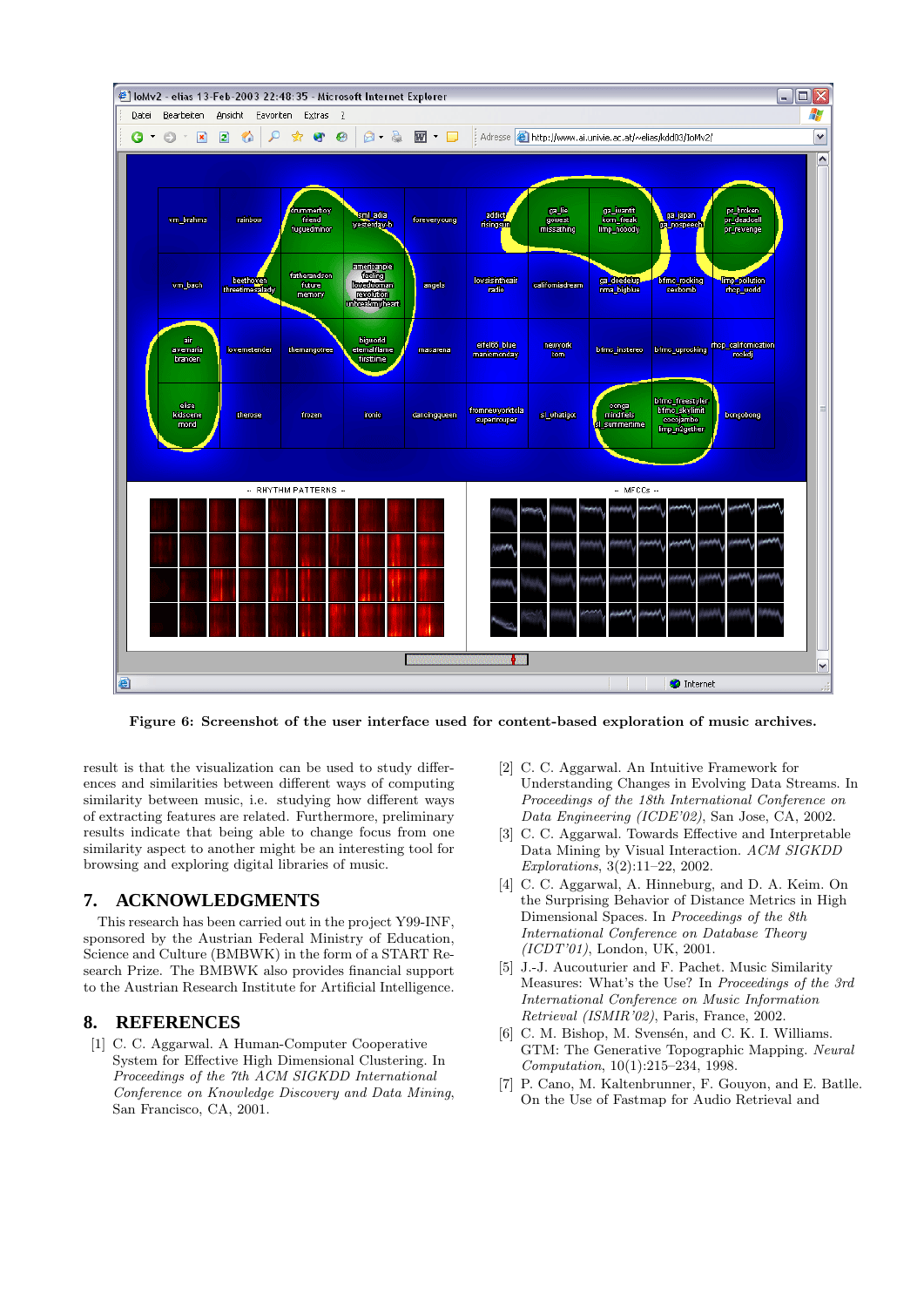Figure 6: Screenshot of the user interface used for content-based exploration of music archives.

result is that the visualization can be used to study differences and similarities between different ways of computing similarity between music, i.e. studying how different ways of extracting features are related. Furthermore, preliminary results indicate that being able to change focus from one similarity aspect to another might be an interesting tool for browsing and exploring digital libraries of music.

## 7. ACKNOWLEDGMENTS

This research has been carried out in the project Y99-INF, sponsored by the Austrian Federal Ministry of Education, Science and Culture (BMBWK) in the form of a START Research Prize. The BMBWK also provides financial support to the Austrian Research Institute for Artificial Intelligence.

## 8. REFERENCES

[1] C. C. Aggarwal. A Human-Computer Cooperative System for Effective High Dimensional Clustering. In *Proceedings of the 7th ACM SIGKDD International Conference on Knowledge Discovery and Data Mining*, San Francisco, CA, 2001.

[2] C. C. Aggarwal. An Intuitive Framework for Understanding Changes in Evolving Data Streams. In *Proceedings of the 18th International Conference on Data Engineering (ICDE'02)*, San Jose, CA, 2002.

[3] C. C. Aggarwal. Towards Effective and Interpretable Data Mining by Visual Interaction. *ACM SIGKDD Explorations*, 3(2):11–22, 2002.

[4] C. C. Aggarwal, A. Hinneburg, and D. A. Keim. On the Surprising Behavior of Distance Metrics in High Dimensional Spaces. In *Proceedings of the 8th International Conference on Database Theory (ICDT'01)*, London, UK, 2001.

[5] J.-J. Aucouturier and F. Pachet. Music Similarity Measures: What's the Use? In *Proceedings of the 3rd International Conference on Music Information Retrieval (ISMIR'02)*, Paris, France, 2002.

[6] C. M. Bishop, M. Svensén, and C. K. I. Williams. GTM: The Generative Topographic Mapping. *Neural Computation*, 10(1):215–234, 1998.

[7] P. Cano, M. Kaltenbrunner, F. Gouyon, and E. Batlle. On the Use of Fastmap for Audio Retrieval and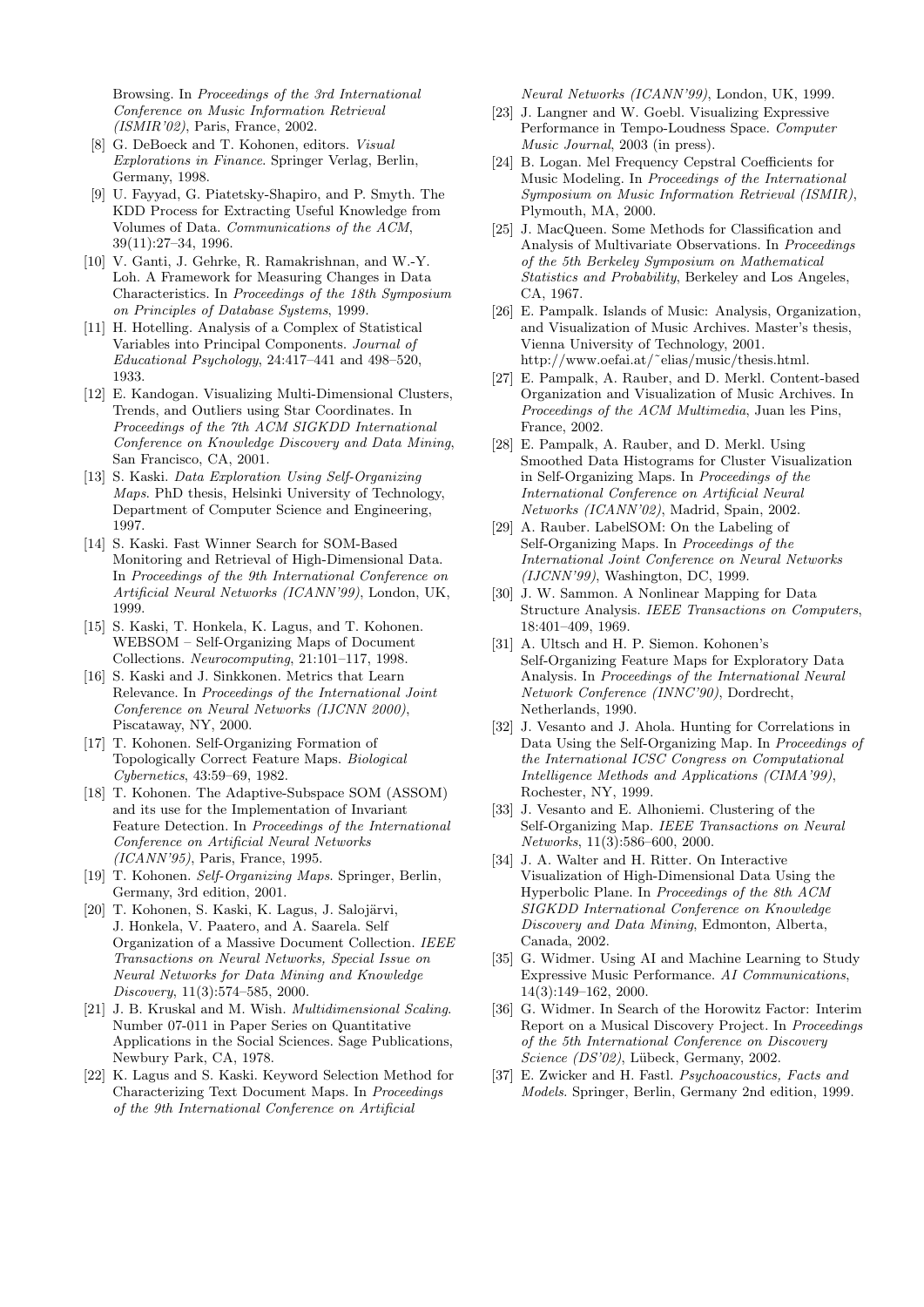Browsing. In *Proceedings of the 3rd International Conference on Music Information Retrieval (ISMIR'02)*, Paris, France, 2002.

[8] G. DeBoeck and T. Kohonen, editors. *Visual Explorations in Finance*. Springer Verlag, Berlin, Germany, 1998.

[9] U. Fayyad, G. Piatetsky-Shapiro, and P. Smyth. The KDD Process for Extracting Useful Knowledge from Volumes of Data. *Communications of the ACM*, 39(11):27–34, 1996.

[10] V. Ganti, J. Gehrke, R. Ramakrishnan, and W.-Y. Loh. A Framework for Measuring Changes in Data Characteristics. In *Proceedings of the 18th Symposium on Principles of Database Systems*, 1999.

[11] H. Hotelling. Analysis of a Complex of Statistical Variables into Principal Components. *Journal of Educational Psychology*, 24:417–441 and 498–520, 1933.

[12] E. Kandogan. Visualizing Multi-Dimensional Clusters, Trends, and Outliers using Star Coordinates. In *Proceedings of the 7th ACM SIGKDD International Conference on Knowledge Discovery and Data Mining*, San Francisco, CA, 2001.

[13] S. Kaski. *Data Exploration Using Self-Organizing Maps*. PhD thesis, Helsinki University of Technology, Department of Computer Science and Engineering, 1997.

[14] S. Kaski. Fast Winner Search for SOM-Based Monitoring and Retrieval of High-Dimensional Data. In *Proceedings of the 9th International Conference on Artificial Neural Networks (ICANN'99)*, London, UK, 1999.

[15] S. Kaski, T. Honkela, K. Lagus, and T. Kohonen. WEBSOM – Self-Organizing Maps of Document Collections. *Neurocomputing*, 21:101–117, 1998.

[16] S. Kaski and J. Sinkkonen. Metrics that Learn Relevance. In *Proceedings of the International Joint Conference on Neural Networks (IJCNN 2000)*, Piscataway, NY, 2000.

[17] T. Kohonen. Self-Organizing Formation of Topologically Correct Feature Maps. *Biological Cybernetics*, 43:59–69, 1982.

[18] T. Kohonen. The Adaptive-Subspace SOM (ASSOM) and its use for the Implementation of Invariant Feature Detection. In *Proceedings of the International Conference on Artificial Neural Networks (ICANN'95)*, Paris, France, 1995.

[19] T. Kohonen. *Self-Organizing Maps*. Springer, Berlin, Germany, 3rd edition, 2001.

[20] T. Kohonen, S. Kaski, K. Lagus, J. Salojärvi, J. Honkela, V. Paatero, and A. Saarela. Self Organization of a Massive Document Collection. *IEEE Transactions on Neural Networks, Special Issue on Neural Networks for Data Mining and Knowledge Discovery*, 11(3):574–585, 2000.

[21] J. B. Kruskal and M. Wish. *Multidimensional Scaling*. Number 07-011 in Paper Series on Quantitative Applications in the Social Sciences. Sage Publications, Newbury Park, CA, 1978.

[22] K. Lagus and S. Kaski. Keyword Selection Method for Characterizing Text Document Maps. In *Proceedings of the 9th International Conference on Artificial Neural Networks (ICANN'99)*, London, UK, 1999.

[23] J. Langner and W. Goebl. Visualizing Expressive Performance in Tempo-Loudness Space. *Computer Music Journal*, 2003 (in press).

[24] B. Logan. Mel Frequency Cepstral Coefficients for Music Modeling. In *Proceedings of the International Symposium on Music Information Retrieval (ISMIR)*, Plymouth, MA, 2000.

[25] J. MacQueen. Some Methods for Classification and Analysis of Multivariate Observations. In *Proceedings of the 5th Berkeley Symposium on Mathematical Statistics and Probability*, Berkeley and Los Angeles, CA, 1967.

[26] E. Pampalk. Islands of Music: Analysis, Organization, and Visualization of Music Archives. Master's thesis, Vienna University of Technology, 2001. http://www.oefai.at/~elias/music/thesis.html.

[27] E. Pampalk, A. Rauber, and D. Merkl. Content-based Organization and Visualization of Music Archives. In *Proceedings of the ACM Multimedia*, Juan les Pins, France, 2002.

[28] E. Pampalk, A. Rauber, and D. Merkl. Using Smoothed Data Histograms for Cluster Visualization in Self-Organizing Maps. In *Proceedings of the International Conference on Artificial Neural Networks (ICANN'02)*, Madrid, Spain, 2002.

[29] A. Rauber. LabelSOM: On the Labeling of Self-Organizing Maps. In *Proceedings of the International Joint Conference on Neural Networks (IJCNN'99)*, Washington, DC, 1999.

[30] J. W. Sammon. A Nonlinear Mapping for Data Structure Analysis. *IEEE Transactions on Computers*, 18:401–409, 1969.

[31] A. Ultsch and H. P. Siemon. Kohonen's Self-Organizing Feature Maps for Exploratory Data Analysis. In *Proceedings of the International Neural Network Conference (INNC'90)*, Dordrecht, Netherlands, 1990.

[32] J. Vesanto and J. Ahola. Hunting for Correlations in Data Using the Self-Organizing Map. In *Proceedings of the International ICSC Congress on Computational Intelligence Methods and Applications (CIMA'99)*, Rochester, NY, 1999.

[33] J. Vesanto and E. Alhoniemi. Clustering of the Self-Organizing Map. *IEEE Transactions on Neural Networks*, 11(3):586–600, 2000.

[34] J. A. Walter and H. Ritter. On Interactive Visualization of High-Dimensional Data Using the Hyperbolic Plane. In *Proceedings of the 8th ACM SIGKDD International Conference on Knowledge Discovery and Data Mining*, Edmonton, Alberta, Canada, 2002.

[35] G. Widmer. Using AI and Machine Learning to Study Expressive Music Performance. *AI Communications*, 14(3):149–162, 2000.

[36] G. Widmer. In Search of the Horowitz Factor: Interim Report on a Musical Discovery Project. In *Proceedings of the 5th International Conference on Discovery Science (DS'02)*, Lübeck, Germany, 2002.

[37] E. Zwicker and H. Fastl. *Psychoacoustics, Facts and Models*. Springer, Berlin, Germany 2nd edition, 1999.